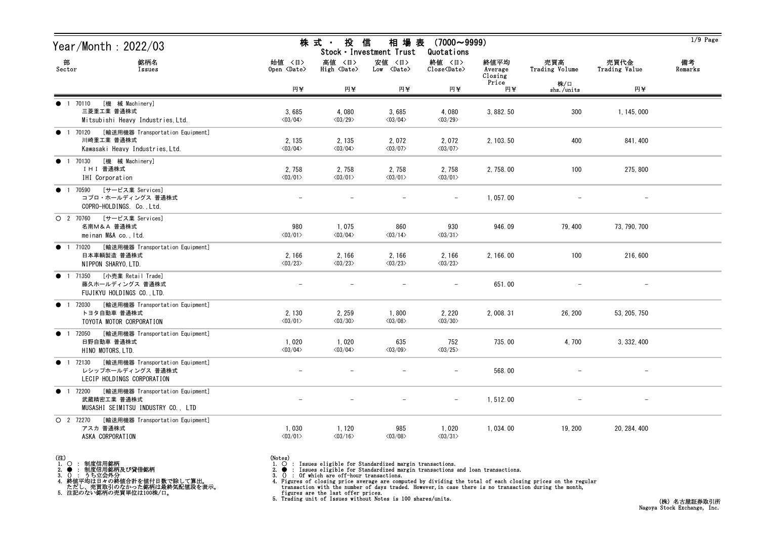# Year/Month : 2022/03

## 株式・投信 相場表 (7000～9999)
Stock・Investment Trust Quotations

| 部 Sector | 銘柄名 Issues | 始値 <日> Open <Date> 円¥ | 高値 <日> High <Date> 円¥ | 安値 <日> Low <Date> 円¥ | 終値 <日> Close<Date> 円¥ | 終値平均 Average Closing Price 円¥ | 売買高 Trading Volume 株/口 shs./units | 売買代金 Trading Value 円¥ | 備考 Remarks |
|---|---|---|---|---|---|---|---|---|---|
| ● 1 70110 [機 械 Machinery] | 三菱重工業 普通株式 Mitsubishi Heavy Industries,Ltd. | 3,685 <03/04> | 4,080 <03/29> | 3,685 <03/04> | 4,080 <03/29> | 3,882.50 | 300 | 1,145,000 | |
| ● 1 70120 [輸送用機器 Transportation Equipment] | 川崎重工業 普通株式 Kawasaki Heavy Industries,Ltd. | 2,135 <03/04> | 2,135 <03/04> | 2,072 <03/07> | 2,072 <03/07> | 2,103.50 | 400 | 841,400 | |
| ● 1 70130 [機 械 Machinery] | ＩＨＩ 普通株式 IHI Corporation | 2,758 <03/01> | 2,758 <03/01> | 2,758 <03/01> | 2,758 <03/01> | 2,758.00 | 100 | 275,800 | |
| ● 1 70590 [サービス業 Services] | コプロ・ホールディングス 普通株式 COPRO-HOLDINGS. Co.,Ltd. | － | － | － | － | 1,057.00 | － | － | |
| ○ 2 70760 [サービス業 Services] | 名南Ｍ＆Ａ 普通株式 meinan M&A co.,ltd. | 980 <03/01> | 1,075 <03/04> | 860 <03/14> | 930 <03/31> | 946.09 | 79,400 | 73,790,700 | |
| ● 1 71020 [輸送用機器 Transportation Equipment] | 日本車輌製造 普通株式 NIPPON SHARYO,LTD. | 2,166 <03/23> | 2,166 <03/23> | 2,166 <03/23> | 2,166 <03/23> | 2,166.00 | 100 | 216,600 | |
| ● 1 71350 [小売業 Retail Trade] | 藤久ホールディングス 普通株式 FUJIKYU HOLDINGS CO.,LTD. | － | － | － | － | 651.00 | － | － | |
| ● 1 72030 [輸送用機器 Transportation Equipment] | トヨタ自動車 普通株式 TOYOTA MOTOR CORPORATION | 2,130 <03/01> | 2,259 <03/30> | 1,800 <03/08> | 2,220 <03/30> | 2,008.31 | 26,200 | 53,205,750 | |
| ● 1 72050 [輸送用機器 Transportation Equipment] | 日野自動車 普通株式 HINO MOTORS,LTD. | 1,020 <03/04> | 1,020 <03/04> | 635 <03/09> | 752 <03/25> | 735.00 | 4,700 | 3,332,400 | |
| ● 1 72130 [輸送用機器 Transportation Equipment] | レシップホールディングス 普通株式 LECIP HOLDINGS CORPORATION | － | － | － | － | 568.00 | － | － | |
| ● 1 72200 [輸送用機器 Transportation Equipment] | 武蔵精密工業 普通株式 MUSASHI SEIMITSU INDUSTRY CO., LTD | － | － | － | － | 1,512.00 | － | － | |
| ○ 2 72270 [輸送用機器 Transportation Equipment] | アスカ 普通株式 ASKA CORPORATION | 1,030 <03/01> | 1,120 <03/16> | 985 <03/08> | 1,020 <03/31> | 1,034.00 | 19,200 | 20,284,400 | |

(注)
1. ○ ： 制度信用銘柄
2. ● ： 制度信用銘柄及び貸借銘柄
3. () ： うち立会外分
4. 終値平均は日々の終値合計を値付日数で除して算出。
 ただし、売買取引のなかった銘柄は最終気配値段を表示。
5. 注記のない銘柄の売買単位は100株/口。

(Notes)
1. ○ : Issues eligible for Standardized margin transactions.
2. ● : Issues eligible for Standardized margin transactions and loan transactions.
3. () : Of which are off-hour transactions.
4. Figures of closing price average are computed by dividing the total of each closing prices on the regular transaction with the number of days traded. However,in case there is no transaction during the month, figures are the last offer prices.
5. Trading unit of Issues without Notes is 100 shares/units.

(株) 名古屋証券取引所
Nagoya Stock Exchange, Inc.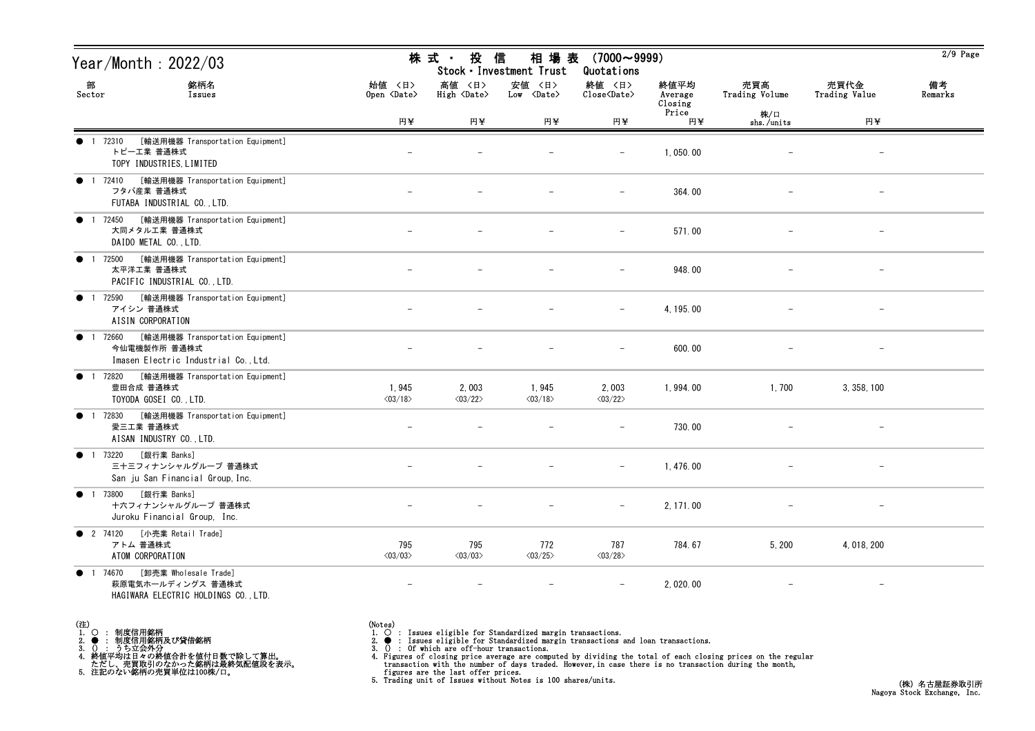# Year/Month : 2022/03

## 株式・投信 相場表 (7000～9999)
## Stock・Investment Trust Quotations

| 部 Sector | 銘柄名 Issues | 始値 <日> Open <Date> 円¥ | 高値 <日> High <Date> 円¥ | 安値 <日> Low <Date> 円¥ | 終値 <日> Close<Date> 円¥ | 終値平均 Average Closing Price 円¥ | 売買高 Trading Volume 株/口 shs./units | 売買代金 Trading Value 円¥ | 備考 Remarks |
|---|---|---|---|---|---|---|---|---|---|
| ● 1 | 72310 [輸送用機器 Transportation Equipment] トピー工業 普通株式 TOPY INDUSTRIES,LIMITED | – | – | – | – | 1,050.00 | – | – | |
| ● 1 | 72410 [輸送用機器 Transportation Equipment] フタバ産業 普通株式 FUTABA INDUSTRIAL CO.,LTD. | – | – | – | – | 364.00 | – | – | |
| ● 1 | 72450 [輸送用機器 Transportation Equipment] 大同メタル工業 普通株式 DAIDO METAL CO.,LTD. | – | – | – | – | 571.00 | – | – | |
| ● 1 | 72500 [輸送用機器 Transportation Equipment] 太平洋工業 普通株式 PACIFIC INDUSTRIAL CO.,LTD. | – | – | – | – | 948.00 | – | – | |
| ● 1 | 72590 [輸送用機器 Transportation Equipment] アイシン 普通株式 AISIN CORPORATION | – | – | – | – | 4,195.00 | – | – | |
| ● 1 | 72660 [輸送用機器 Transportation Equipment] 今仙電機製作所 普通株式 Imasen Electric Industrial Co.,Ltd. | – | – | – | – | 600.00 | – | – | |
| ● 1 | 72820 [輸送用機器 Transportation Equipment] 豊田合成 普通株式 TOYODA GOSEI CO.,LTD. | 1,945 <03/18> | 2,003 <03/22> | 1,945 <03/18> | 2,003 <03/22> | 1,994.00 | 1,700 | 3,358,100 | |
| ● 1 | 72830 [輸送用機器 Transportation Equipment] 愛三工業 普通株式 AISAN INDUSTRY CO.,LTD. | – | – | – | – | 730.00 | – | – | |
| ● 1 | 73220 [銀行業 Banks] 三十三フィナンシャルグループ 普通株式 San ju San Financial Group,Inc. | – | – | – | – | 1,476.00 | – | – | |
| ● 1 | 73800 [銀行業 Banks] 十六フィナンシャルグループ 普通株式 Juroku Financial Group, Inc. | – | – | – | – | 2,171.00 | – | – | |
| ● 2 | 74120 [小売業 Retail Trade] アトム 普通株式 ATOM CORPORATION | 795 <03/03> | 795 <03/03> | 772 <03/25> | 787 <03/28> | 784.67 | 5,200 | 4,018,200 | |
| ● 1 | 74670 [卸売業 Wholesale Trade] 萩原電気ホールディングス 普通株式 HAGIWARA ELECTRIC HOLDINGS CO.,LTD. | – | – | – | – | 2,020.00 | – | – | |

(注)
1. ○ : 制度信用銘柄
2. ● : 制度信用銘柄及び貸借銘柄
3. () : うち立会外分
4. 終値平均は日々の終値合計を値付日数で除して算出。
   ただし、売買取引のなかった銘柄は最終気配値段を表示。
5. 注記のない銘柄の売買単位は100株/口。

(Notes)
1. ○ : Issues eligible for Standardized margin transactions.
2. ● : Issues eligible for Standardized margin transactions and loan transactions.
3. () : Of which are off-hour transactions.
4. Figures of closing price average are computed by dividing the total of each closing prices on the regular transaction with the number of days traded. However,in case there is no transaction during the month, figures are the last offer prices.
5. Trading unit of Issues without Notes is 100 shares/units.

(株) 名古屋証券取引所
Nagoya Stock Exchange, Inc.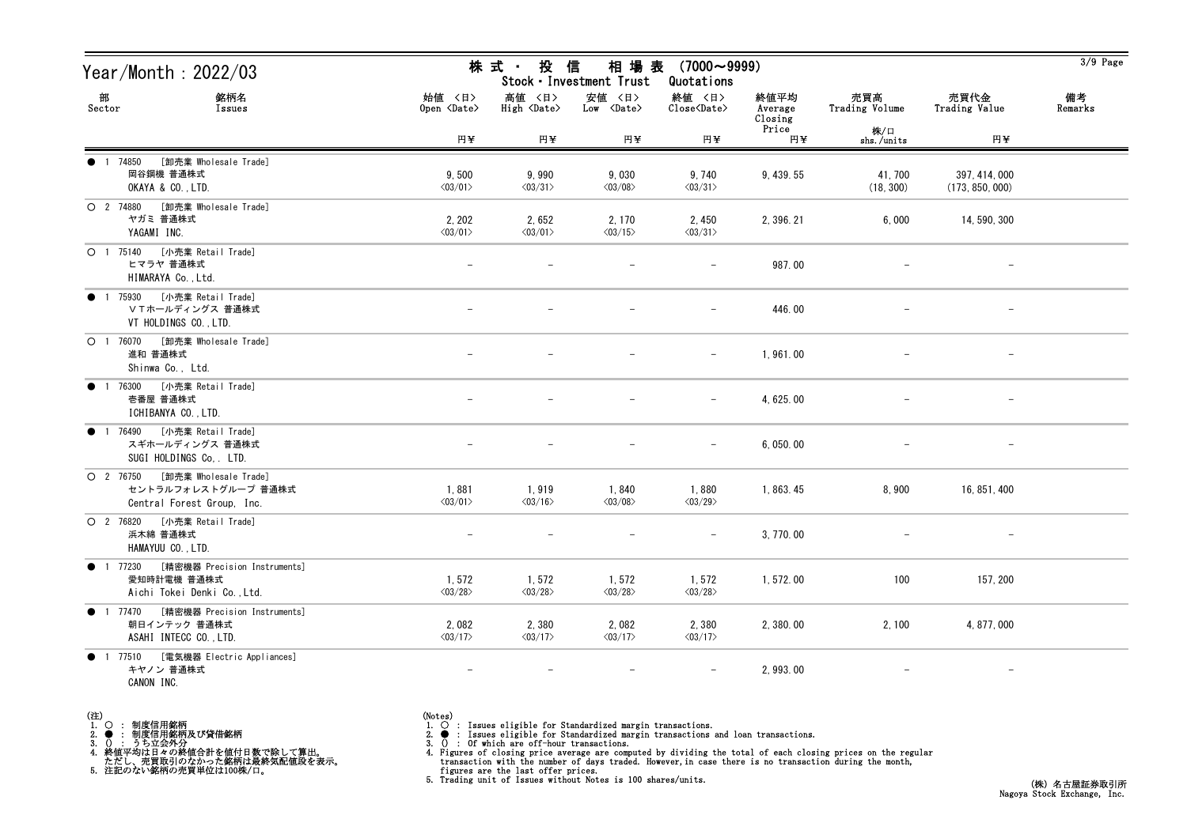# Year/Month : 2022/03

## 株 式 ・ 投 信 相 場 表 (7000～9999)
Stock・Investment Trust Quotations

| 部 Sector | 銘柄名 Issues | 始値 <日> Open <Date> 円¥ | 高値 <日> High <Date> 円¥ | 安値 <日> Low <Date> 円¥ | 終値 <日> Close<Date> 円¥ | 終値平均 Average Closing Price 円¥ | 売買高 Trading Volume 株/口 shs./units | 売買代金 Trading Value 円¥ | 備考 Remarks |
|---|---|---|---|---|---|---|---|---|---|
| ● 1 74850 [卸売業 Wholesale Trade] | 岡谷鋼機 普通株式 OKAYA & CO.,LTD. | 9,500 <03/01> | 9,990 <03/31> | 9,030 <03/08> | 9,740 <03/31> | 9,439.55 | 41,700 (18,300) | 397,414,000 (173,850,000) | |
| ○ 2 74880 [卸売業 Wholesale Trade] | ヤガミ 普通株式 YAGAMI INC. | 2,202 <03/01> | 2,652 <03/01> | 2,170 <03/15> | 2,450 <03/31> | 2,396.21 | 6,000 | 14,590,300 | |
| ○ 1 75140 [小売業 Retail Trade] | ヒマラヤ 普通株式 HIMARAYA Co.,Ltd. | － | － | － | － | 987.00 | － | － | |
| ● 1 75930 [小売業 Retail Trade] | ＶＴホールディングス 普通株式 VT HOLDINGS CO.,LTD. | － | － | － | － | 446.00 | － | － | |
| ○ 1 76070 [卸売業 Wholesale Trade] | 進和 普通株式 Shinwa Co., Ltd. | － | － | － | － | 1,961.00 | － | － | |
| ● 1 76300 [小売業 Retail Trade] | 壱番屋 普通株式 ICHIBANYA CO.,LTD. | － | － | － | － | 4,625.00 | － | － | |
| ● 1 76490 [小売業 Retail Trade] | スギホールディングス 普通株式 SUGI HOLDINGS Co,. LTD. | － | － | － | － | 6,050.00 | － | － | |
| ○ 2 76750 [卸売業 Wholesale Trade] | セントラルフォレストグループ 普通株式 Central Forest Group, Inc. | 1,881 <03/01> | 1,919 <03/16> | 1,840 <03/08> | 1,880 <03/29> | 1,863.45 | 8,900 | 16,851,400 | |
| ○ 2 76820 [小売業 Retail Trade] | 浜木綿 普通株式 HAMAYUU CO.,LTD. | － | － | － | － | 3,770.00 | － | － | |
| ● 1 77230 [精密機器 Precision Instruments] | 愛知時計電機 普通株式 Aichi Tokei Denki Co.,Ltd. | 1,572 <03/28> | 1,572 <03/28> | 1,572 <03/28> | 1,572 <03/28> | 1,572.00 | 100 | 157,200 | |
| ● 1 77470 [精密機器 Precision Instruments] | 朝日インテック 普通株式 ASAHI INTECC CO.,LTD. | 2,082 <03/17> | 2,380 <03/17> | 2,082 <03/17> | 2,380 <03/17> | 2,380.00 | 2,100 | 4,877,000 | |
| ● 1 77510 [電気機器 Electric Appliances] | キヤノン 普通株式 CANON INC. | － | － | － | － | 2,993.00 | － | － | |

(注)
1. ○ : 制度信用銘柄
2. ● : 制度信用銘柄及び貸借銘柄
3. () : うち立会外分
4. 終値平均は日々の終値合計を値付日数で除して算出。
   ただし、売買取引のなかった銘柄は最終気配値段を表示。
5. 注記のない銘柄の売買単位は100株/口。

(Notes)
1. ○ : Issues eligible for Standardized margin transactions.
2. ● : Issues eligible for Standardized margin transactions and loan transactions.
3. () : Of which are off-hour transactions.
4. Figures of closing price average are computed by dividing the total of each closing prices on the regular transaction with the number of days traded. However,in case there is no transaction during the month, figures are the last offer prices.
5. Trading unit of Issues without Notes is 100 shares/units.

(株) 名古屋証券取引所
Nagoya Stock Exchange, Inc.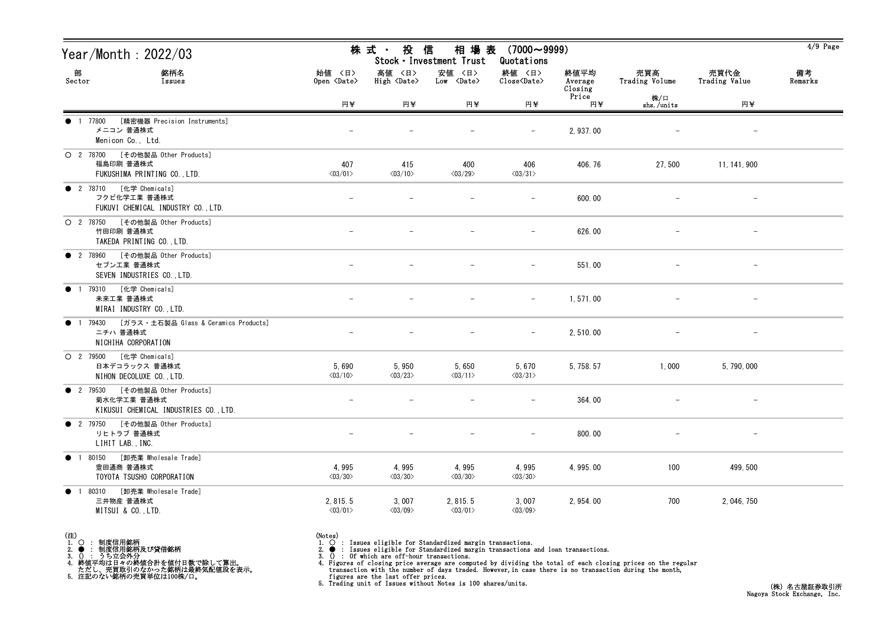# Year/Month : 2022/03

## 株式・投信 相場表 (7000～9999)
## Stock・Investment Trust Quotations

| 部 Sector | 銘柄名 Issues | 始値 〈日〉 Open 〈Date〉 円¥ | 高値 〈日〉 High 〈Date〉 円¥ | 安値 〈日〉 Low 〈Date〉 円¥ | 終値 〈日〉 Close〈Date〉 円¥ | 終値平均 Average Closing Price 円¥ | 売買高 Trading Volume 株/口 shs./units | 売買代金 Trading Value 円¥ | 備考 Remarks |
|---|---|---|---|---|---|---|---|---|---|
| ● 1 77800 | [精密機器 Precision Instruments] メニコン 普通株式 Menicon Co., Ltd. | - | - | - | - | 2,937.00 | - | - | |
| ○ 2 78700 | [その他製品 Other Products] 福島印刷 普通株式 FUKUSHIMA PRINTING CO.,LTD. | 407 〈03/01〉 | 415 〈03/10〉 | 400 〈03/29〉 | 406 〈03/31〉 | 406.76 | 27,500 | 11,141,900 | |
| ● 2 78710 | [化学 Chemicals] フクビ化学工業 普通株式 FUKUVI CHEMICAL INDUSTRY CO.,LTD. | - | - | - | - | 600.00 | - | - | |
| ○ 2 78750 | [その他製品 Other Products] 竹田印刷 普通株式 TAKEDA PRINTING CO.,LTD. | - | - | - | - | 626.00 | - | - | |
| ● 2 78960 | [その他製品 Other Products] セブン工業 普通株式 SEVEN INDUSTRIES CO.,LTD. | - | - | - | - | 551.00 | - | - | |
| ● 1 79310 | [化学 Chemicals] 未来工業 普通株式 MIRAI INDUSTRY CO.,LTD. | - | - | - | - | 1,571.00 | - | - | |
| ● 1 79430 | [ガラス・土石製品 Glass & Ceramics Products] ニチハ 普通株式 NICHIHA CORPORATION | - | - | - | - | 2,510.00 | - | - | |
| ○ 2 79500 | [化学 Chemicals] 日本デコラックス 普通株式 NIHON DECOLUXE CO.,LTD. | 5,690 〈03/10〉 | 5,950 〈03/23〉 | 5,650 〈03/11〉 | 5,670 〈03/31〉 | 5,758.57 | 1,000 | 5,790,000 | |
| ● 2 79530 | [その他製品 Other Products] 菊水化学工業 普通株式 KIKUSUI CHEMICAL INDUSTRIES CO.,LTD. | - | - | - | - | 364.00 | - | - | |
| ● 2 79750 | [その他製品 Other Products] リヒトラブ 普通株式 LIHIT LAB.,INC. | - | - | - | - | 800.00 | - | - | |
| ● 1 80150 | [卸売業 Wholesale Trade] 豊田通商 普通株式 TOYOTA TSUSHO CORPORATION | 4,995 〈03/30〉 | 4,995 〈03/30〉 | 4,995 〈03/30〉 | 4,995 〈03/30〉 | 4,995.00 | 100 | 499,500 | |
| ● 1 80310 | [卸売業 Wholesale Trade] 三井物産 普通株式 MITSUI & CO.,LTD. | 2,815.5 〈03/01〉 | 3,007 〈03/09〉 | 2,815.5 〈03/01〉 | 3,007 〈03/09〉 | 2,954.00 | 700 | 2,046,750 | |

(注)
1. ○ : 制度信用銘柄
2. ● : 制度信用銘柄及び貸借銘柄
3. () : うち立会外分
4. 終値平均は日々の終値合計を値付日数で除して算出。 ただし、売買取引のなかった銘柄は最終気配値段を表示。
5. 注記のない銘柄の売買単位は100株/口。

(Notes)
1. ○ : Issues eligible for Standardized margin transactions.
2. ● : Issues eligible for Standardized margin transactions and loan transactions.
3. () : Of which are off-hour transactions.
4. Figures of closing price average are computed by dividing the total of each closing prices on the regular transaction with the number of days traded. However, in case there is no transaction during the month, figures are the last offer prices.
5. Trading unit of Issues without Notes is 100 shares/units.

(株) 名古屋証券取引所
Nagoya Stock Exchange, Inc.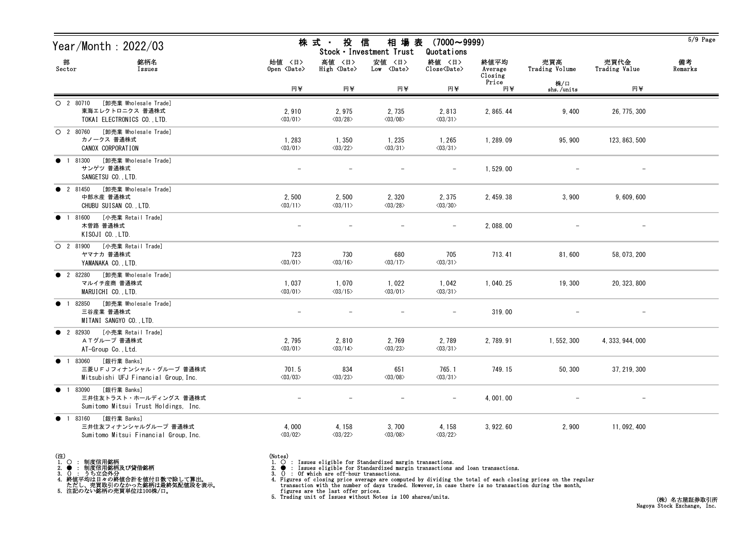# Year/Month : 2022/03

## 株式・投信　相場表　(7000～9999)
Stock・Investment Trust　Quotations

| 部 Sector | 銘柄名 Issues | 始値 〈日〉 Open 〈Date〉 円¥ | 高値 〈日〉 High 〈Date〉 円¥ | 安値 〈日〉 Low 〈Date〉 円¥ | 終値 〈日〉 Close〈Date〉 円¥ | 終値平均 Average Closing Price 円¥ | 売買高 Trading Volume 株/口 shs./units | 売買代金 Trading Value 円¥ | 備考 Remarks |
|---|---|---|---|---|---|---|---|---|---|
| ○ 2 80710 | [卸売業 Wholesale Trade] 東海エレクトロニクス 普通株式 TOKAI ELECTRONICS CO.,LTD. | 2,910 〈03/01〉 | 2,975 〈03/28〉 | 2,735 〈03/08〉 | 2,813 〈03/31〉 | 2,865.44 | 9,400 | 26,775,300 | |
| ○ 2 80760 | [卸売業 Wholesale Trade] カノークス 普通株式 CANOX CORPORATION | 1,283 〈03/01〉 | 1,350 〈03/22〉 | 1,235 〈03/31〉 | 1,265 〈03/31〉 | 1,289.09 | 95,900 | 123,863,500 | |
| ● 1 81300 | [卸売業 Wholesale Trade] サンゲツ 普通株式 SANGETSU CO.,LTD. | - | - | - | - | 1,529.00 | - | - | |
| ● 2 81450 | [卸売業 Wholesale Trade] 中部水産 普通株式 CHUBU SUISAN CO.,LTD. | 2,500 〈03/11〉 | 2,500 〈03/11〉 | 2,320 〈03/28〉 | 2,375 〈03/30〉 | 2,459.38 | 3,900 | 9,609,600 | |
| ● 1 81600 | [小売業 Retail Trade] 木曽路 普通株式 KISOJI CO.,LTD. | - | - | - | - | 2,088.00 | - | - | |
| ○ 2 81900 | [小売業 Retail Trade] ヤマナカ 普通株式 YAMANAKA CO.,LTD. | 723 〈03/01〉 | 730 〈03/16〉 | 680 〈03/17〉 | 705 〈03/31〉 | 713.41 | 81,600 | 58,073,200 | |
| ● 2 82280 | [卸売業 Wholesale Trade] マルイチ産商 普通株式 MARUICHI CO.,LTD. | 1,037 〈03/01〉 | 1,070 〈03/15〉 | 1,022 〈03/01〉 | 1,042 〈03/31〉 | 1,040.25 | 19,300 | 20,323,800 | |
| ● 1 82850 | [卸売業 Wholesale Trade] 三谷産業 普通株式 MITANI SANGYO CO.,LTD. | - | - | - | - | 319.00 | - | - | |
| ● 2 82930 | [小売業 Retail Trade] ＡＴグループ 普通株式 AT-Group Co.,Ltd. | 2,795 〈03/01〉 | 2,810 〈03/14〉 | 2,769 〈03/23〉 | 2,789 〈03/31〉 | 2,789.91 | 1,552,300 | 4,333,944,000 | |
| ● 1 83060 | [銀行業 Banks] 三菱ＵＦＪフィナンシャル・グループ 普通株式 Mitsubishi UFJ Financial Group,Inc. | 701.5 〈03/03〉 | 834 〈03/23〉 | 651 〈03/08〉 | 765.1 〈03/31〉 | 749.15 | 50,300 | 37,219,300 | |
| ● 1 83090 | [銀行業 Banks] 三井住友トラスト・ホールディングス 普通株式 Sumitomo Mitsui Trust Holdings, Inc. | - | - | - | - | 4,001.00 | - | - | |
| ● 1 83160 | [銀行業 Banks] 三井住友フィナンシャルグループ 普通株式 Sumitomo Mitsui Financial Group,Inc. | 4,000 〈03/02〉 | 4,158 〈03/22〉 | 3,700 〈03/08〉 | 4,158 〈03/22〉 | 3,922.60 | 2,900 | 11,092,400 | |

(注)
1. ○ : 制度信用銘柄
2. ● : 制度信用銘柄及び貸借銘柄
3. () : うち立会外分
4. 終値平均は日々の終値合計を値付日数で除して算出。
　ただし、売買取引のなかった銘柄は最終気配値段を表示。
5. 注記のない銘柄の売買単位は100株/口。

(Notes)
1. ○ : Issues eligible for Standardized margin transactions.
2. ● : Issues eligible for Standardized margin transactions and loan transactions.
3. () : Of which are off-hour transactions.
4. Figures of closing price average are computed by dividing the total of each closing prices on the regular transaction with the number of days traded. However,in case there is no transaction during the month, figures are the last offer prices.
5. Trading unit of Issues without Notes is 100 shares/units.

(株) 名古屋証券取引所
Nagoya Stock Exchange, Inc.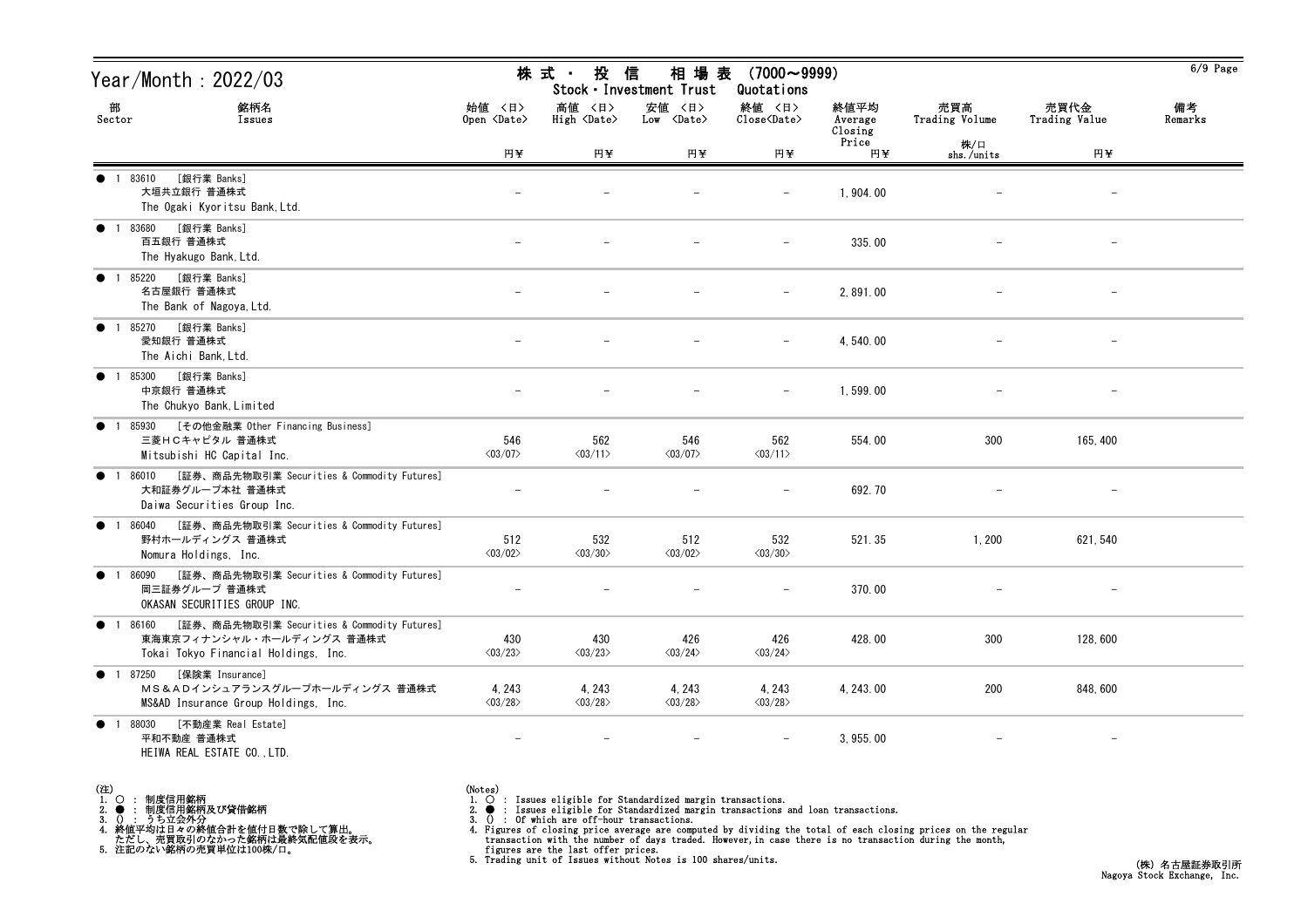# Year/Month : 2022/03

## 株式・投信　相場表 (7000～9999)
Stock・Investment Trust Quotations

| 部 Sector | 銘柄名 Issues | 始値 <日> Open <Date> 円¥ | 高値 <日> High <Date> 円¥ | 安値 <日> Low <Date> 円¥ | 終値 <日> Close<Date> 円¥ | 終値平均 Average Closing Price 円¥ | 売買高 Trading Volume 株/口 shs./units | 売買代金 Trading Value 円¥ | 備考 Remarks |
|---|---|---|---|---|---|---|---|---|---|
| ● 1 | 83610 [銀行業 Banks] 大垣共立銀行 普通株式 The Ogaki Kyoritsu Bank,Ltd. | － | － | － | － | 1,904.00 | － | － | |
| ● 1 | 83680 [銀行業 Banks] 百五銀行 普通株式 The Hyakugo Bank,Ltd. | － | － | － | － | 335.00 | － | － | |
| ● 1 | 85220 [銀行業 Banks] 名古屋銀行 普通株式 The Bank of Nagoya,Ltd. | － | － | － | － | 2,891.00 | － | － | |
| ● 1 | 85270 [銀行業 Banks] 愛知銀行 普通株式 The Aichi Bank,Ltd. | － | － | － | － | 4,540.00 | － | － | |
| ● 1 | 85300 [銀行業 Banks] 中京銀行 普通株式 The Chukyo Bank,Limited | － | － | － | － | 1,599.00 | － | － | |
| ● 1 | 85930 [その他金融業 Other Financing Business] 三菱ＨＣキャピタル 普通株式 Mitsubishi HC Capital Inc. | 546 <03/07> | 562 <03/11> | 546 <03/07> | 562 <03/11> | 554.00 | 300 | 165,400 | |
| ● 1 | 86010 [証券、商品先物取引業 Securities & Commodity Futures] 大和証券グループ本社 普通株式 Daiwa Securities Group Inc. | － | － | － | － | 692.70 | － | － | |
| ● 1 | 86040 [証券、商品先物取引業 Securities & Commodity Futures] 野村ホールディングス 普通株式 Nomura Holdings, Inc. | 512 <03/02> | 532 <03/30> | 512 <03/02> | 532 <03/30> | 521.35 | 1,200 | 621,540 | |
| ● 1 | 86090 [証券、商品先物取引業 Securities & Commodity Futures] 岡三証券グループ 普通株式 OKASAN SECURITIES GROUP INC. | － | － | － | － | 370.00 | － | － | |
| ● 1 | 86160 [証券、商品先物取引業 Securities & Commodity Futures] 東海東京フィナンシャル・ホールディングス 普通株式 Tokai Tokyo Financial Holdings, Inc. | 430 <03/23> | 430 <03/23> | 426 <03/24> | 426 <03/24> | 428.00 | 300 | 128,600 | |
| ● 1 | 87250 [保険業 Insurance] ＭＳ＆ＡＤインシュアランスグループホールディングス 普通株式 MS&AD Insurance Group Holdings, Inc. | 4,243 <03/28> | 4,243 <03/28> | 4,243 <03/28> | 4,243 <03/28> | 4,243.00 | 200 | 848,600 | |
| ● 1 | 88030 [不動産業 Real Estate] 平和不動産 普通株式 HEIWA REAL ESTATE CO.,LTD. | － | － | － | － | 3,955.00 | － | － | |

(注)
1. ○ : 制度信用銘柄
2. ● : 制度信用銘柄及び貸借銘柄
3. () : うち立会外分
4. 終値平均は日々の終値合計を値付日数で除して算出。
   ただし、売買取引のなかった銘柄は最終気配値段を表示。
5. 注記のない銘柄の売買単位は100株/口。

(Notes)
1. ○ : Issues eligible for Standardized margin transactions.
2. ● : Issues eligible for Standardized margin transactions and loan transactions.
3. () : Of which are off-hour transactions.
4. Figures of closing price average are computed by dividing the total of each closing prices on the regular transaction with the number of days traded. However,in case there is no transaction during the month, figures are the last offer prices.
5. Trading unit of Issues without Notes is 100 shares/units.

(株) 名古屋証券取引所
Nagoya Stock Exchange, Inc.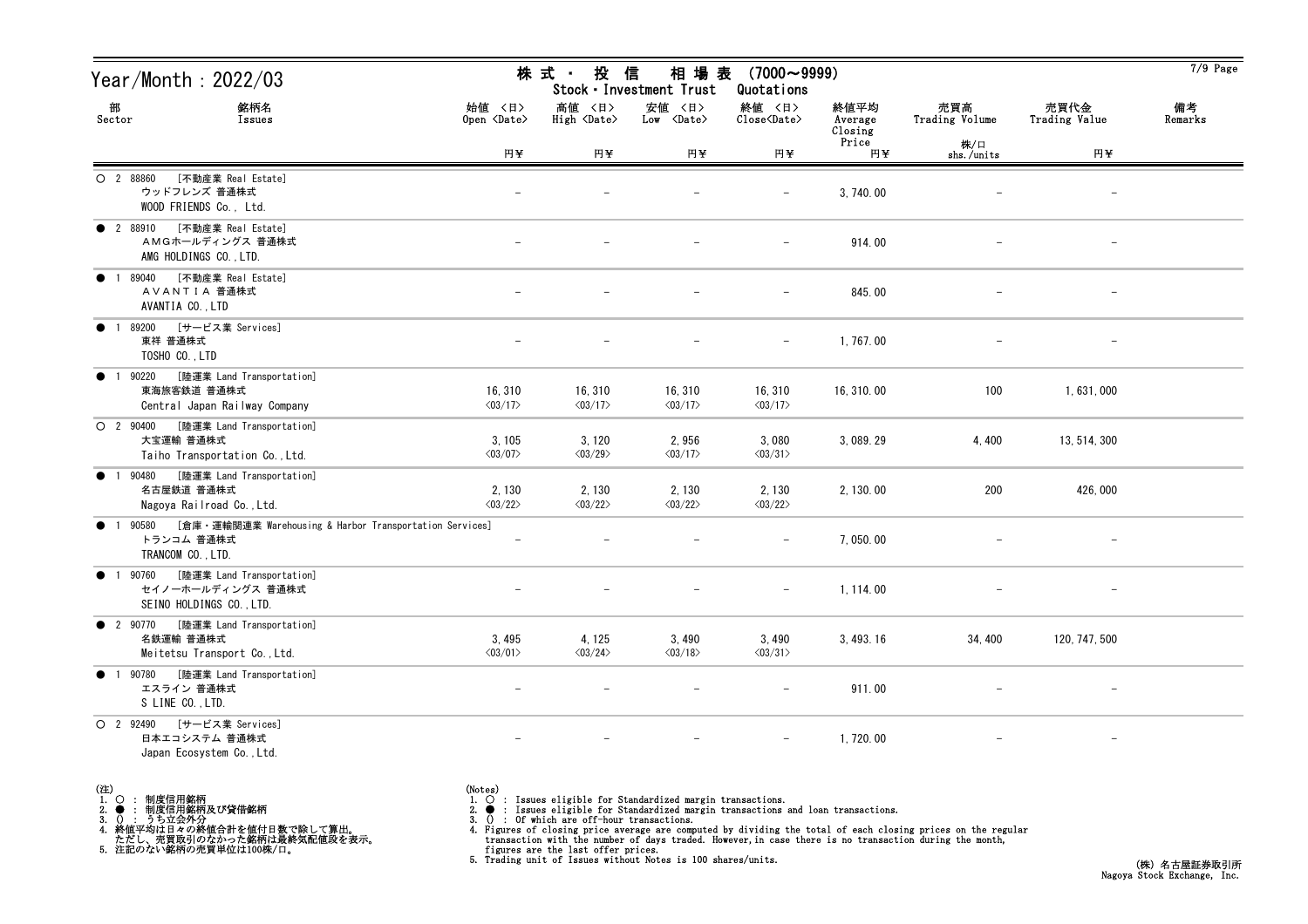# Year/Month : 2022/03

## 株式・投信 相場表 (7000～9999)
Stock・Investment Trust Quotations

| 部 Sector | 銘柄名 Issues | 始値 <日> Open <Date> 円¥ | 高値 <日> High <Date> 円¥ | 安値 <日> Low <Date> 円¥ | 終値 <日> Close<Date> 円¥ | 終値平均 Average Closing Price 円¥ | 売買高 Trading Volume 株/口 shs./units | 売買代金 Trading Value 円¥ | 備考 Remarks |
|---|---|---|---|---|---|---|---|---|---|
| ○ 2 | 88860 [不動産業 Real Estate] ウッドフレンズ 普通株式 WOOD FRIENDS Co., Ltd. | - | - | - | - | 3,740.00 | - | - | |
| ● 2 | 88910 [不動産業 Real Estate] ＡＭＧホールディングス 普通株式 AMG HOLDINGS CO.,LTD. | - | - | - | - | 914.00 | - | - | |
| ● 1 | 89040 [不動産業 Real Estate] ＡＶＡＮＴＩＡ 普通株式 AVANTIA CO.,LTD | - | - | - | - | 845.00 | - | - | |
| ● 1 | 89200 [サービス業 Services] 東祥 普通株式 TOSHO CO.,LTD | - | - | - | - | 1,767.00 | - | - | |
| ● 1 | 90220 [陸運業 Land Transportation] 東海旅客鉄道 普通株式 Central Japan Railway Company | 16,310 <03/17> | 16,310 <03/17> | 16,310 <03/17> | 16,310 <03/17> | 16,310.00 | 100 | 1,631,000 | |
| ○ 2 | 90400 [陸運業 Land Transportation] 大宝運輸 普通株式 Taiho Transportation Co.,Ltd. | 3,105 <03/07> | 3,120 <03/29> | 2,956 <03/17> | 3,080 <03/31> | 3,089.29 | 4,400 | 13,514,300 | |
| ● 1 | 90480 [陸運業 Land Transportation] 名古屋鉄道 普通株式 Nagoya Railroad Co.,Ltd. | 2,130 <03/22> | 2,130 <03/22> | 2,130 <03/22> | 2,130 <03/22> | 2,130.00 | 200 | 426,000 | |
| ● 1 | 90580 [倉庫・運輸関連業 Warehousing & Harbor Transportation Services] トランコム 普通株式 TRANCOM CO.,LTD. | - | - | - | - | 7,050.00 | - | - | |
| ● 1 | 90760 [陸運業 Land Transportation] セイノーホールディングス 普通株式 SEINO HOLDINGS CO.,LTD. | - | - | - | - | 1,114.00 | - | - | |
| ● 2 | 90770 [陸運業 Land Transportation] 名鉄運輸 普通株式 Meitetsu Transport Co.,Ltd. | 3,495 <03/01> | 4,125 <03/24> | 3,490 <03/18> | 3,490 <03/31> | 3,493.16 | 34,400 | 120,747,500 | |
| ● 1 | 90780 [陸運業 Land Transportation] エスライン 普通株式 S LINE CO.,LTD. | - | - | - | - | 911.00 | - | - | |
| ○ 2 | 92490 [サービス業 Services] 日本エコシステム 普通株式 Japan Ecosystem Co.,Ltd. | - | - | - | - | 1,720.00 | - | - | |

(注)
1. ○ : 制度信用銘柄
2. ● : 制度信用銘柄及び貸借銘柄
3. () : うち立会外分
4. 終値平均は日々の終値合計を値付日数で除して算出。
   ただし、売買取引のなかった銘柄は最終気配値段を表示。
5. 注記のない銘柄の売買単位は100株/口。

(Notes)
1. ○ : Issues eligible for Standardized margin transactions.
2. ● : Issues eligible for Standardized margin transactions and loan transactions.
3. () : Of which are off-hour transactions.
4. Figures of closing price average are computed by dividing the total of each closing prices on the regular transaction with the number of days traded. However, in case there is no transaction during the month, figures are the last offer prices.
5. Trading unit of Issues without Notes is 100 shares/units.

(株) 名古屋証券取引所
Nagoya Stock Exchange, Inc.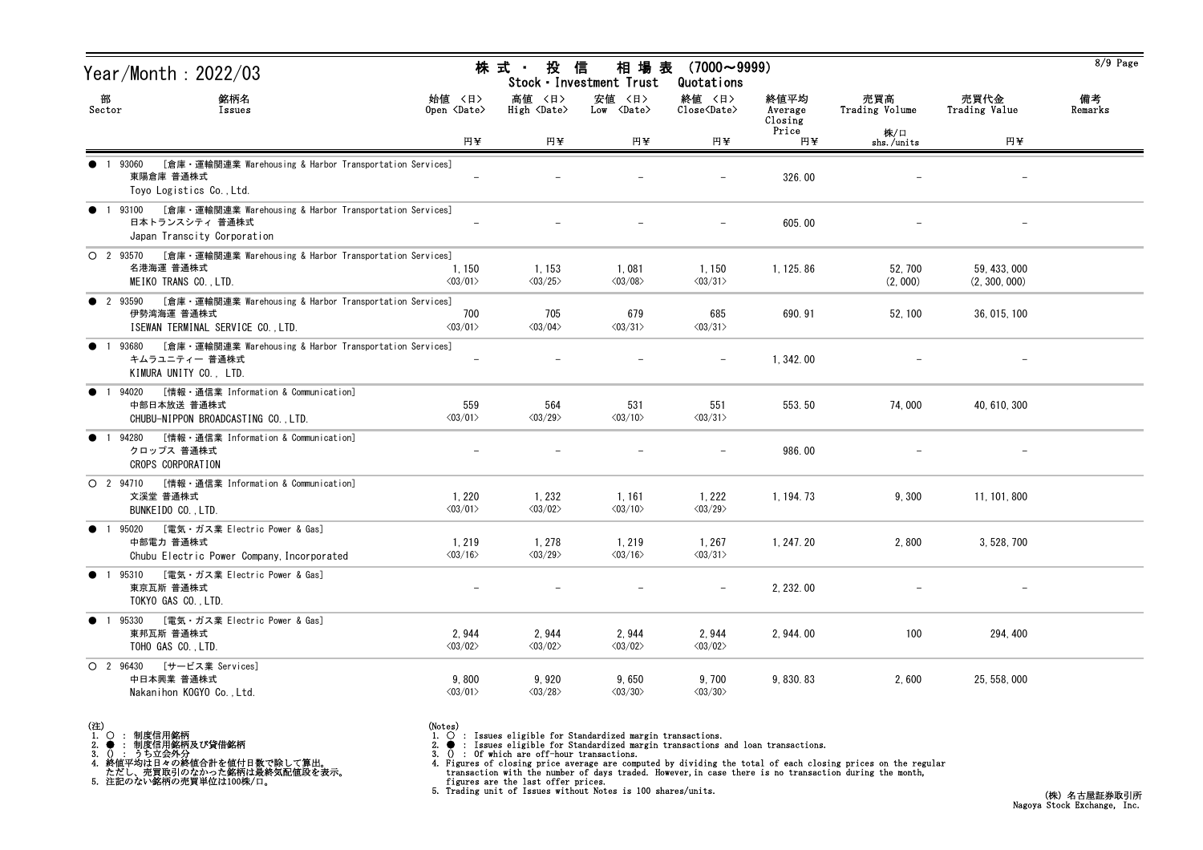# Year/Month : 2022/03

## 株式・投信 相場表 (7000～9999)
## Stock・Investment Trust Quotations

| 部 Sector | 銘柄名 Issues | 始値 <日> Open <Date> 円¥ | 高値 <日> High <Date> 円¥ | 安値 <日> Low <Date> 円¥ | 終値 <日> Close<Date> 円¥ | 終値平均 Average Closing Price 円¥ | 売買高 Trading Volume 株/口 shs./units | 売買代金 Trading Value 円¥ | 備考 Remarks |
|---|---|---|---|---|---|---|---|---|---|
| ● 1 | 93060 [倉庫・運輸関連業 Warehousing & Harbor Transportation Services] 東陽倉庫 普通株式 Toyo Logistics Co.,Ltd. | - | - | - | - | 326.00 | - | - | |
| ● 1 | 93100 [倉庫・運輸関連業 Warehousing & Harbor Transportation Services] 日本トランスシティ 普通株式 Japan Transcity Corporation | - | - | - | - | 605.00 | - | - | |
| ○ 2 | 93570 [倉庫・運輸関連業 Warehousing & Harbor Transportation Services] 名港海運 普通株式 MEIKO TRANS CO.,LTD. | 1,150 <03/01> | 1,153 <03/25> | 1,081 <03/08> | 1,150 <03/31> | 1,125.86 | 52,700 (2,000) | 59,433,000 (2,300,000) | |
| ● 2 | 93590 [倉庫・運輸関連業 Warehousing & Harbor Transportation Services] 伊勢湾海運 普通株式 ISEWAN TERMINAL SERVICE CO.,LTD. | 700 <03/01> | 705 <03/04> | 679 <03/31> | 685 <03/31> | 690.91 | 52,100 | 36,015,100 | |
| ● 1 | 93680 [倉庫・運輸関連業 Warehousing & Harbor Transportation Services] キムラユニティー 普通株式 KIMURA UNITY CO., LTD. | - | - | - | - | 1,342.00 | - | - | |
| ● 1 | 94020 [情報・通信業 Information & Communication] 中部日本放送 普通株式 CHUBU-NIPPON BROADCASTING CO.,LTD. | 559 <03/01> | 564 <03/29> | 531 <03/10> | 551 <03/31> | 553.50 | 74,000 | 40,610,300 | |
| ● 1 | 94280 [情報・通信業 Information & Communication] クロップス 普通株式 CROPS CORPORATION | - | - | - | - | 986.00 | - | - | |
| ○ 2 | 94710 [情報・通信業 Information & Communication] 文溪堂 普通株式 BUNKEIDO CO.,LTD. | 1,220 <03/01> | 1,232 <03/02> | 1,161 <03/10> | 1,222 <03/29> | 1,194.73 | 9,300 | 11,101,800 | |
| ● 1 | 95020 [電気・ガス業 Electric Power & Gas] 中部電力 普通株式 Chubu Electric Power Company,Incorporated | 1,219 <03/16> | 1,278 <03/29> | 1,219 <03/16> | 1,267 <03/31> | 1,247.20 | 2,800 | 3,528,700 | |
| ● 1 | 95310 [電気・ガス業 Electric Power & Gas] 東京瓦斯 普通株式 TOKYO GAS CO.,LTD. | - | - | - | - | 2,232.00 | - | - | |
| ● 1 | 95330 [電気・ガス業 Electric Power & Gas] 東邦瓦斯 普通株式 TOHO GAS CO.,LTD. | 2,944 <03/02> | 2,944 <03/02> | 2,944 <03/02> | 2,944 <03/02> | 2,944.00 | 100 | 294,400 | |
| ○ 2 | 96430 [サービス業 Services] 中日本興業 普通株式 Nakanihon KOGYO Co.,Ltd. | 9,800 <03/01> | 9,920 <03/28> | 9,650 <03/30> | 9,700 <03/30> | 9,830.83 | 2,600 | 25,558,000 | |

(注)
1. ○ : 制度信用銘柄
2. ● : 制度信用銘柄及び貸借銘柄
3. () : うち立会外分
4. 終値平均は日々の終値合計を値付日数で除して算出。
   ただし、売買取引のなかった銘柄は最終気配値段を表示。
5. 注記のない銘柄の売買単位は100株/口。

(Notes)
1. ○ : Issues eligible for Standardized margin transactions.
2. ● : Issues eligible for Standardized margin transactions and loan transactions.
3. () : Of which are off-hour transactions.
4. Figures of closing price average are computed by dividing the total of each closing prices on the regular transaction with the number of days traded. However,in case there is no transaction during the month, figures are the last offer prices.
5. Trading unit of Issues without Notes is 100 shares/units.

(株) 名古屋証券取引所
Nagoya Stock Exchange, Inc.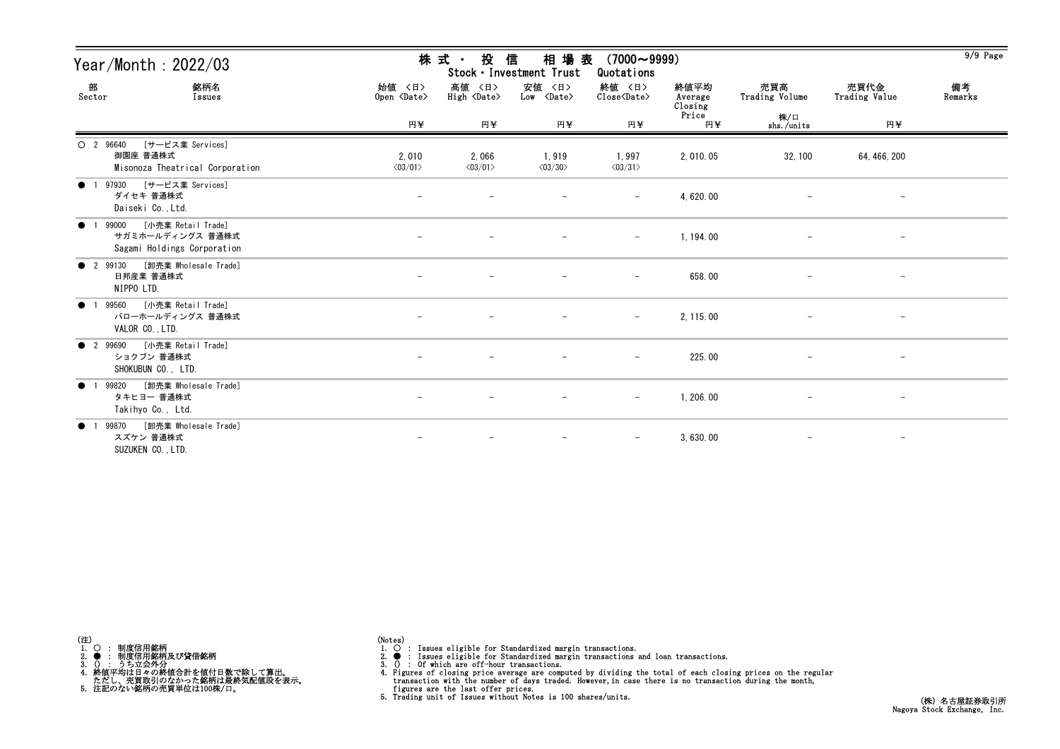# Year/Month : 2022/03

## 株 式 ・ 投 信 相 場 表 (7000～9999)
Stock・Investment Trust Quotations

| 部 Sector | 銘柄名 Issues | 始値 <日> Open <Date> 円¥ | 高値 <日> High <Date> 円¥ | 安値 <日> Low <Date> 円¥ | 終値 <日> Close<Date> 円¥ | 終値平均 Average Closing Price 円¥ | 売買高 Trading Volume 株/口 shs./units | 売買代金 Trading Value 円¥ | 備考 Remarks |
|---|---|---|---|---|---|---|---|---|---|
| ○ 2 | 96640 [サービス業 Services] 御園座 普通株式 Misonoza Theatrical Corporation | 2,010 <03/01> | 2,066 <03/01> | 1,919 <03/30> | 1,997 <03/31> | 2,010.05 | 32,100 | 64,466,200 | |
| ● 1 | 97930 [サービス業 Services] ダイセキ 普通株式 Daiseki Co.,Ltd. | － | － | － | － | 4,620.00 | － | － | |
| ● 1 | 99000 [小売業 Retail Trade] サガミホールディングス 普通株式 Sagami Holdings Corporation | － | － | － | － | 1,194.00 | － | － | |
| ● 2 | 99130 [卸売業 Wholesale Trade] 日邦産業 普通株式 NIPPO LTD. | － | － | － | － | 658.00 | － | － | |
| ● 1 | 99560 [小売業 Retail Trade] バローホールディングス 普通株式 VALOR CO.,LTD. | － | － | － | － | 2,115.00 | － | － | |
| ● 2 | 99690 [小売業 Retail Trade] ショクブン 普通株式 SHOKUBUN CO., LTD. | － | － | － | － | 225.00 | － | － | |
| ● 1 | 99820 [卸売業 Wholesale Trade] タキヒヨー 普通株式 Takihyo Co., Ltd. | － | － | － | － | 1,206.00 | － | － | |
| ● 1 | 99870 [卸売業 Wholesale Trade] スズケン 普通株式 SUZUKEN CO.,LTD. | － | － | － | － | 3,630.00 | － | － | |

(注)
1. ○ : 制度信用銘柄
2. ● : 制度信用銘柄及び貸借銘柄
3. () : うち立会外分
4. 終値平均は日々の終値合計を値付日数で除して算出。
   ただし、売買取引のなかった銘柄は最終気配値段を表示。
5. 注記のない銘柄の売買単位は100株/口。

(Notes)
1. ○ : Issues eligible for Standardized margin transactions.
2. ● : Issues eligible for Standardized margin transactions and loan transactions.
3. () : Of which are off-hour transactions.
4. Figures of closing price average are computed by dividing the total of each closing prices on the regular transaction with the number of days traded. However, in case there is no transaction during the month, figures are the last offer prices.
5. Trading unit of Issues without Notes is 100 shares/units.

(株) 名古屋証券取引所
Nagoya Stock Exchange, Inc.